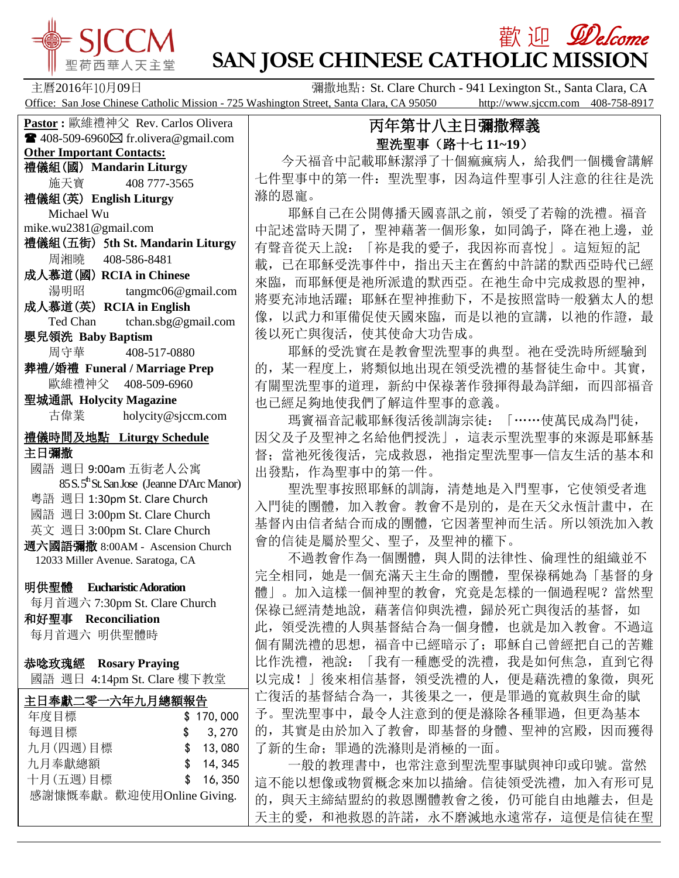# SJCCM 聖荷西華人天主堂

## 歡迎 Welcome
# SAN JOSE CHINESE CATHOLIC MISSION

主曆2016年10月09日　　彌撒地點: St. Clare Church - 941 Lexington St., Santa Clara, CA

Office: San Jose Chinese Catholic Mission - 725 Washington Street, Santa Clara, CA 95050　http://www.sjccm.com　408-758-8917

**Pastor :** 歐維禮神父 Rev. Carlos Olivera
☎ 408-509-6960 ✉ fr.olivera@gmail.com

**Other Important Contacts:**

**禮儀組(國) Mandarin Liturgy**
施天寶　408 777-3565

**禮儀組(英) English Liturgy**
Michael Wu
mike.wu2381@gmail.com

**禮儀組(五街) 5th St. Mandarin Liturgy**
周湘曉　408-586-8481

**成人慕道(國) RCIA in Chinese**
湯明昭　tangmc06@gmail.com

**成人慕道(英) RCIA in English**
Ted Chan　tchan.sbg@gmail.com

**嬰兒領洗 Baby Baptism**
周守華　408-517-0880

**葬禮/婚禮 Funeral / Marriage Prep**
歐維禮神父　408-509-6960

**聖城通訊 Holycity Magazine**
古偉業　holycity@sjccm.com

**禮儀時間及地點 Liturgy Schedule**

**主日彌撒**
國語 週日 9:00am 五街老人公寓
85 S. 5th St. San Jose (Jeanne D'Arc Manor)
粵語 週日 1:30pm St. Clare Church
國語 週日 3:00pm St. Clare Church
英文 週日 3:00pm St. Clare Church

**週六國語彌撒** 8:00AM - Ascension Church
12033 Miller Avenue. Saratoga, CA

**明供聖體　Eucharistic Adoration**
每月首週六 7:30pm St. Clare Church

**和好聖事　Reconciliation**
每月首週六 明供聖體時

**恭唸玫瑰經　Rosary Praying**
國語 週日 4:14pm St. Clare 樓下教堂

**主日奉獻二零一六年九月總額報告**

| | |
|---|---|
| 年度目標 | $ 170,000 |
| 每週目標 | $ 3,270 |
| 九月(四週)目標 | $ 13,080 |
| 九月奉獻總額 | $ 14,345 |
| 十月(五週)目標 | $ 16,350 |

感謝慷慨奉獻。歡迎使用Online Giving.

## 丙年第廿八主日彌撒釋義
### 聖洗聖事（路十七 11~19）

今天福音中記載耶穌潔淨了十個癩瘋病人，給我們一個機會講解七件聖事中的第一件：聖洗聖事，因為這件聖事引人注意的往往是洗滌的恩寵。

耶穌自己在公開傳播天國喜訊之前，領受了若翰的洗禮。福音中記述當時天開了，聖神藉著一個形象，如同鴿子，降在祂上邊，並有聲音從天上說：「祢是我的愛子，我因祢而喜悅」。這短短的記載，已在耶穌受洗事件中，指出天主在舊約中許諾的默西亞時代已經來臨，而耶穌便是祂所派遣的默西亞。在祂生命中完成救恩的聖神，將要充沛地活躍；耶穌在聖神推動下，不是按照當時一般猶太人的想像，以武力和軍備促使天國來臨，而是以祂的宣講，以祂的作證，最後以死亡與復活，使其使命大功告成。

耶穌的受洗實在是教會聖洗聖事的典型。祂在受洗時所經驗到的，某一程度上，將類似地出現在領受洗禮的基督徒生命中。其實，有關聖洗聖事的道理，新約中保祿著作發揮得最為詳細，而四部福音也已經足夠地使我們了解這件聖事的意義。

瑪竇福音記載耶穌復活後訓誨宗徒：「……使萬民成為門徒，因父及子及聖神之名給他們授洗」，這表示聖洗聖事的來源是耶穌基督；當祂死後復活，完成救恩，祂指定聖洗聖事—信友生活的基本和出發點，作為聖事中的第一件。

聖洗聖事按照耶穌的訓誨，清楚地是入門聖事，它使領受者進入門徒的團體，加入教會。教會不是別的，是在天父永恆計畫中，在基督內由信者結合而成的團體，它因著聖神而生活。所以領洗加入教會的信徒是屬於聖父、聖子，及聖神的權下。

不過教會作為一個團體，與人間的法律性、倫理性的組織並不完全相同，她是一個充滿天主生命的團體，聖保祿稱她為「基督的身體」。加入這樣一個神聖的教會，究竟是怎樣的一個過程呢？當然聖保祿已經清楚地說，藉著信仰與洗禮，歸於死亡與復活的基督，如此，領受洗禮的人與基督結合為一個身體，也就是加入教會。不過這個有關洗禮的思想，福音中已經暗示了；耶穌自己曾經把自己的苦難比作洗禮，祂說：「我有一種應受的洗禮，我是如何焦急，直到它得以完成！」後來相信基督，領受洗禮的人，便是藉洗禮的象徵，與死亡復活的基督結合為一，其後果之一，便是罪過的寬赦與生命的賦予。聖洗聖事中，最令人注意到的便是滌除各種罪過，但更為基本的，其實是由於加入了教會，即基督的身體、聖神的宮殿，因而獲得了新的生命；罪過的洗滌則是消極的一面。

一般的教理書中，也常注意到聖洗聖事賦與神印或印號。當然這不能以想像或物質概念來加以描繪。信徒領受洗禮，加入有形可見的，與天主締結盟約的救恩團體教會之後，仍可能自由地離去，但是天主的愛，和祂救恩的許諾，永不磨滅地永遠常存，這便是信徒在聖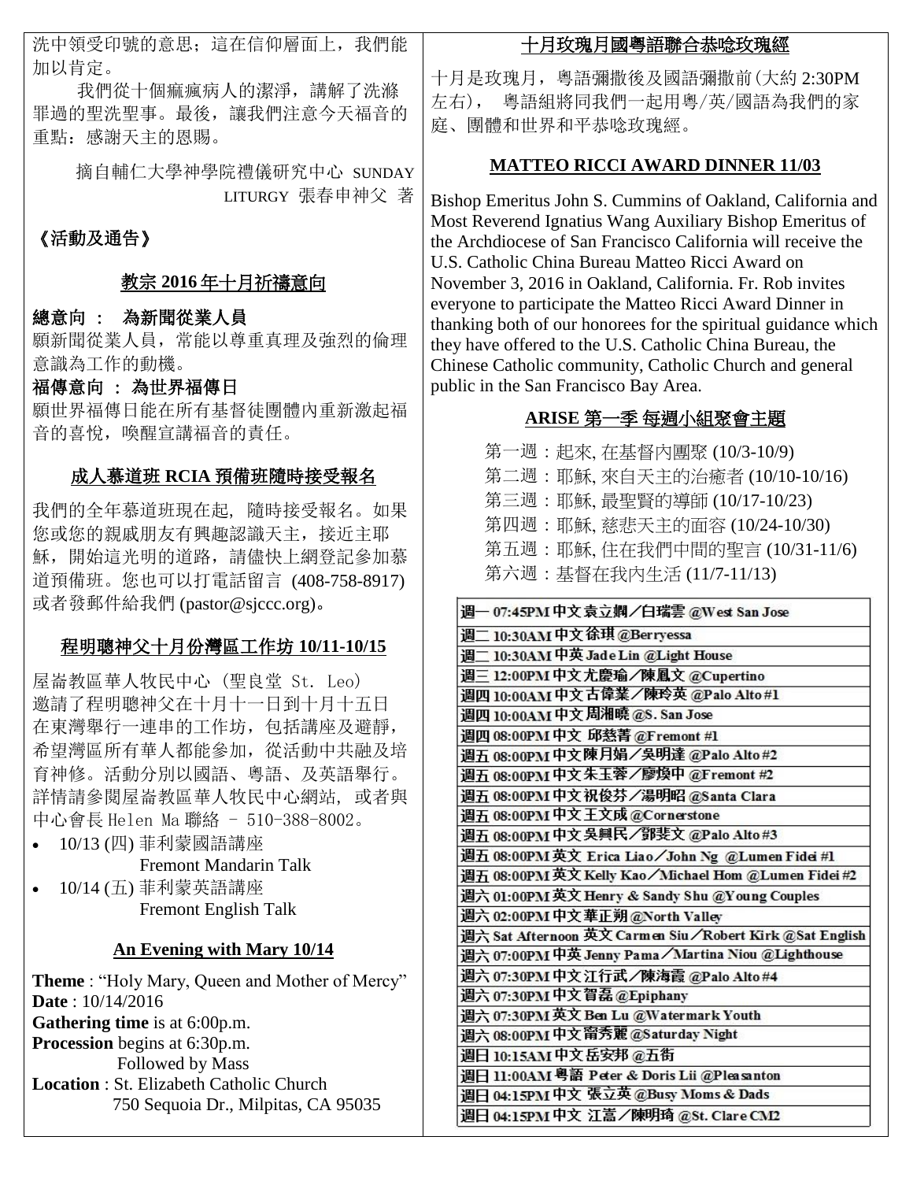洗中領受印號的意思；這在信仰層面上，我們能加以肯定。

我們從十個癩瘋病人的潔淨，講解了洗滌罪過的聖洗聖事。最後，讓我們注意今天福音的重點：感謝天主的恩賜。

摘自輔仁大學神學院禮儀研究中心 SUNDAY LITURGY 張春申神父 著

## 《活動及通告》

### 教宗 2016 年十月祈禱意向

**總意向 ： 為新聞從業人員**

願新聞從業人員，常能以尊重真理及強烈的倫理意識為工作的動機。

**福傳意向 ： 為世界福傳日**

願世界福傳日能在所有基督徒團體內重新激起福音的喜悅，喚醒宣講福音的責任。

### 成人慕道班 RCIA 預備班隨時接受報名

我們的全年慕道班現在起，隨時接受報名。如果您或您的親戚朋友有興趣認識天主，接近主耶穌，開始這光明的道路，請儘快上網登記參加慕道預備班。您也可以打電話留言 (408-758-8917) 或者發郵件給我們 (pastor@sjccc.org)。

### 程明聰神父十月份灣區工作坊 10/11-10/15

屋崙教區華人牧民中心（聖良堂 St. Leo）邀請了程明聰神父在十月十一日到十月十五日在東灣舉行一連串的工作坊，包括講座及避靜，希望灣區所有華人都能參加，從活動中共融及培育神修。活動分別以國語、粵語、及英語舉行。詳情請參閱屋崙教區華人牧民中心網站，或者與中心會長 Helen Ma 聯絡 – 510-388-8002。

- 10/13 (四) 菲利蒙國語講座 Fremont Mandarin Talk
- 10/14 (五) 菲利蒙英語講座 Fremont English Talk

### An Evening with Mary 10/14

**Theme** : "Holy Mary, Queen and Mother of Mercy"
**Date** : 10/14/2016
**Gathering time** is at 6:00p.m.
**Procession** begins at 6:30p.m.
Followed by Mass
**Location** : St. Elizabeth Catholic Church
750 Sequoia Dr., Milpitas, CA 95035

### 十月玫瑰月國粵語聯合恭唸玫瑰經

十月是玫瑰月，粵語彌撒後及國語彌撒前(大約 2:30PM 左右)， 粵語組將同我們一起用粵/英/國語為我們的家庭、團體和世界和平恭唸玫瑰經。

### MATTEO RICCI AWARD DINNER 11/03

Bishop Emeritus John S. Cummins of Oakland, California and Most Reverend Ignatius Wang Auxiliary Bishop Emeritus of the Archdiocese of San Francisco California will receive the U.S. Catholic China Bureau Matteo Ricci Award on November 3, 2016 in Oakland, California. Fr. Rob invites everyone to participate the Matteo Ricci Award Dinner in thanking both of our honorees for the spiritual guidance which they have offered to the U.S. Catholic China Bureau, the Chinese Catholic community, Catholic Church and general public in the San Francisco Bay Area.

### ARISE 第一季 每週小組聚會主題

第一週：起來, 在基督內團聚 (10/3-10/9)
第二週：耶穌, 來自天主的治癒者 (10/10-10/16)
第三週：耶穌, 最聖賢的導師 (10/17-10/23)
第四週：耶穌, 慈悲天主的面容 (10/24-10/30)
第五週：耶穌, 住在我們中間的聖言 (10/31-11/6)
第六週：基督在我內生活 (11/7-11/13)

| |
|---|
| 週一 07:45PM 中文 袁立嫻／白瑞雲 @West San Jose |
| 週二 10:30AM 中文 徐琪 @Berryessa |
| 週二 10:30AM 中英 Jade Lin @Light House |
| 週三 12:00PM 中文 尤慶瑜／陳鳳文 @Cupertino |
| 週四 10:00AM 中文 古偉業／陳玲英 @Palo Alto #1 |
| 週四 10:00AM 中文 周湘曉 @S. San Jose |
| 週四 08:00PM 中文 邱慈菁 @Fremont #1 |
| 週五 08:00PM 中文 陳月娟／吳明達 @Palo Alto #2 |
| 週五 08:00PM 中文 朱玉蓉／廖煥中 @Fremont #2 |
| 週五 08:00PM 中文 祝俊芬／湯明昭 @Santa Clara |
| 週五 08:00PM 中文 王文成 @Cornerstone |
| 週五 08:00PM 中文 吳興民／鄧斐文 @Palo Alto #3 |
| 週五 08:00PM 英文 Erica Liao／John Ng @Lumen Fidei #1 |
| 週五 08:00PM 英文 Kelly Kao／Michael Hom @Lumen Fidei #2 |
| 週六 01:00PM 英文 Henry & Sandy Shu @Young Couples |
| 週六 02:00PM 中文 華正朔 @North Valley |
| 週六 Sat Afternoon 英文 Carmen Siu／Robert Kirk @Sat English |
| 週六 07:00PM 中英 Jenny Pama／Martina Niou @Lighthouse |
| 週六 07:30PM 中文 江行武／陳海霞 @Palo Alto #4 |
| 週六 07:30PM 中文 賀磊 @Epiphany |
| 週六 07:30PM 英文 Ben Lu @Watermark Youth |
| 週六 08:00PM 中文 甯秀麗 @Saturday Night |
| 週日 10:15AM 中文 岳安邦 @五街 |
| 週日 11:00AM 粵語 Peter & Doris Lii @Pleasanton |
| 週日 04:15PM 中文 張立英 @Busy Moms & Dads |
| 週日 04:15PM 中文 江嵩／陳明琦 @St. Clare CM2 |